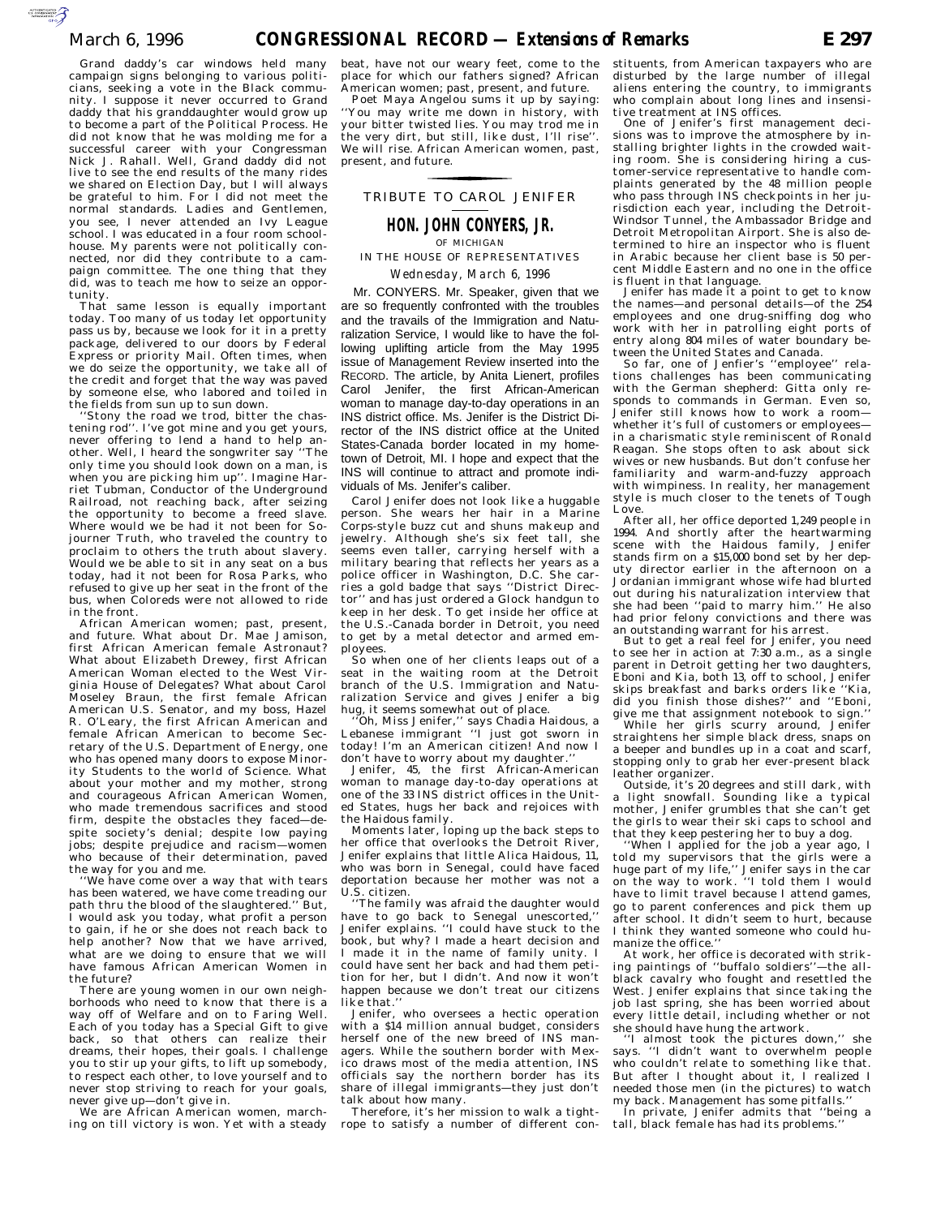Grand daddy's car windows held many campaign signs belonging to various politicians, seeking a vote in the Black community. I suppose it never occurred to Grand daddy that his granddaughter would grow up to become a part of the Political Process. He did not know that he was molding me for a successful career with your Congressman Nick J. Rahall. Well, Grand daddy did not live to see the end results of the many rides we shared on Election Day, but I will always be grateful to him. For I did not meet the normal standards. Ladies and Gentlemen, you see, I never attended an Ivy League school. I was educated in a four room schoolhouse. My parents were not politically connected, nor did they contribute to a campaign committee. The one thing that they did, was to teach me how to seize an opportunity.

That same lesson is equally important today. Too many of us today let opportunity pass us by, because we look for it in a pretty package, delivered to our doors by Federal Express or priority Mail. Often times, when we do seize the opportunity, we take all of the credit and forget that the way was paved by someone else, who labored and toiled in the fields from sun up to sun down.

''Stony the road we trod, bitter the chastening rod''. I've got mine and you get yours, never offering to lend a hand to help another. Well, I heard the songwriter say ''The only time you should look down on a man, is when you are picking him up''. Imagine Harriet Tubman, Conductor of the Underground Railroad, not reaching back, after seizing the opportunity to become a freed slave. Where would we be had it not been for Sojourner Truth, who traveled the country to proclaim to others the truth about slavery. Would we be able to sit in any seat on a bus today, had it not been for Rosa Parks, who refused to give up her seat in the front of the bus, when Coloreds were not allowed to ride in the front.

African American women; past, present, and future. What about Dr. Mae Jamison, first African American female Astronaut? What about Elizabeth Drewey, first African American Woman elected to the West Virginia House of Delegates? What about Carol Moseley Braun, the first female African American U.S. Senator, and my boss, Hazel R. O'Leary, the first African American and female African American to become Secretary of the U.S. Department of Energy, one who has opened many doors to expose Minority Students to the world of Science. What about your mother and my mother, strong and courageous African American Women, who made tremendous sacrifices and stood firm, despite the obstacles they faced—despite society's denial; despite low paying jobs; despite prejudice and racism—women who because of their determination, paved the way for you and me.

''We have come over a way that with tears has been watered, we have come treading our path thru the blood of the slaughtered.'' But, I would ask you today, what profit a person to gain, if he or she does not reach back to help another? Now that we have arrived, what are we doing to ensure that we will have famous African American Women in the future?

There are young women in our own neighborhoods who need to know that there is a way off of Welfare and on to Faring Well. Each of you today has a Special Gift to give back, so that others can realize their dreams, their hopes, their goals. I challenge you to stir up your gifts, to lift up somebody, to respect each other, to love yourself and to never stop striving to reach for your goals, never give up—don't give in.

We are African American women, marching on till victory is won. Yet with a steady beat, have not our weary feet, come to the place for which our fathers signed? African American women; past, present, and future.

Poet Maya Angelou sums it up by saying: ''You may write me down in history, with your bitter twisted lies. You may trod me in the very dirt, but still, like dust, I'll rise''. We will rise. African American women, past, present, and future.

## TRIBUTE TO CAROL JENIFER

### HON. JOHN CONYERS, JR.

OF MICHIGAN

IN THE HOUSE OF REPRESENTATIVES

*Wednesday, March 6, 1996*

Mr. CONYERS. Mr. Speaker, given that we are so frequently confronted with the troubles and the travails of the Immigration and Naturalization Service, I would like to have the following uplifting article from the May 1995 issue of Management Review inserted into the RECORD. The article, by Anita Lienert, profiles Carol Jenifer, the first African-American woman to manage day-to-day operations in an INS district office. Ms. Jenifer is the District Director of the INS district office at the United States-Canada border located in my hometown of Detroit, MI. I hope and expect that the INS will continue to attract and promote individuals of Ms. Jenifer's caliber.

Carol Jenifer does not look like a huggable person. She wears her hair in a Marine Corps-style buzz cut and shuns makeup and jewelry. Although she's six feet tall, she seems even taller, carrying herself with a military bearing that reflects her years as a police officer in Washington, D.C. She carries a gold badge that says ''District Director'' and has just ordered a Glock handgun to keep in her desk. To get inside her office at the U.S.-Canada border in Detroit, you need to get by a metal detector and armed employees.

So when one of her clients leaps out of a seat in the waiting room at the Detroit branch of the U.S. Immigration and Naturalization Service and gives Jenifer a big hug, it seems somewhat out of place.

''Oh, Miss Jenifer,'' says Chadia Haidous, a Lebanese immigrant ''I just got sworn in today! I'm an American citizen! And now I don't have to worry about my daughter.''

Jenifer, 45, the first African-American woman to manage day-to-day operations at one of the 33 INS district offices in the United States, hugs her back and rejoices with the Haidous family.

Moments later, loping up the back steps to her office that overlooks the Detroit River, Jenifer explains that little Alica Haidous, 11, who was born in Senegal, could have faced deportation because her mother was not a U.S. citizen.

''The family was afraid the daughter would have to go back to Senegal unescorted,'' Jenifer explains. ''I could have stuck to the book, but why? I made a heart decision and I made it in the name of family unity. I could have sent her back and had them petition for her, but I didn't. And now it won't happen because we don't treat our citizens like that.''

Jenifer, who oversees a hectic operation with a $14 million annual budget, considers herself one of the new breed of INS managers. While the southern border with Mexico draws most of the media attention, INS officials say the northern border has its share of illegal immigrants—they just don't talk about how many.

Therefore, it's her mission to walk a tightrope to satisfy a number of different constituents, from American taxpayers who are disturbed by the large number of illegal aliens entering the country, to immigrants who complain about long lines and insensitive treatment at INS offices.

One of Jenifer's first management decisions was to improve the atmosphere by installing brighter lights in the crowded waiting room. She is considering hiring a customer-service representative to handle complaints generated by the 48 million people who pass through INS checkpoints in her jurisdiction each year, including the Detroit-Windsor Tunnel, the Ambassador Bridge and Detroit Metropolitan Airport. She is also determined to hire an inspector who is fluent in Arabic because her client base is 50 percent Middle Eastern and no one in the office is fluent in that language.

Jenifer has made it a point to get to know the names—and personal details—of the 254 employees and one drug-sniffing dog who work with her in patrolling eight ports of entry along 804 miles of water boundary between the United States and Canada.

So far, one of Jenfier's ''employee'' relations challenges has been communicating with the German shepherd: Gitta only responds to commands in German. Even so, Jenifer still knows how to work a room—whether it's full of customers or employees—in a charismatic style reminiscent of Ronald Reagan. She stops often to ask about sick wives or new husbands. But don't confuse her familiarity and warm-and-fuzzy approach with wimpiness. In reality, her management style is much closer to the tenets of Tough Love.

After all, her office deported 1,249 people in 1994. And shortly after the heartwarming scene with the Haidous family, Jenifer stands firm on a $15,000 bond set by her deputy director earlier in the afternoon on a Jordanian immigrant whose wife had blurted out during his naturalization interview that she had been ''paid to marry him.'' He also had prior felony convictions and there was an outstanding warrant for his arrest.

But to get a real feel for Jenifer, you need to see her in action at 7:30 a.m., as a single parent in Detroit getting her two daughters, Eboni and Kia, both 13, off to school, Jenifer skips breakfast and barks orders like ''Kia, did you finish those dishes?'' and ''Eboni, give me that assignment notebook to sign.''

While her girls scurry around, Jenifer straightens her simple black dress, snaps on a beeper and bundles up in a coat and scarf, stopping only to grab her ever-present black leather organizer.

Outside, it's 20 degrees and still dark, with a light snowfall. Sounding like a typical mother, Jenifer grumbles that she can't get the girls to wear their ski caps to school and that they keep pestering her to buy a dog.

''When I applied for the job a year ago, I told my supervisors that the girls were a huge part of my life,'' Jenifer says in the car on the way to work. ''I told them I would have to limit travel because I attend games, go to parent conferences and pick them up after school. It didn't seem to hurt, because I think they wanted someone who could humanize the office.''

At work, her office is decorated with striking paintings of ''buffalo soldiers''—the all-black cavalry who fought and resettled the West. Jenifer explains that since taking the job last spring, she has been worried about every little detail, including whether or not she should have hung the artwork.

''I almost took the pictures down,'' she says. ''I didn't want to overwhelm people who couldn't relate to something like that. But after I thought about it, I realized I needed those men (in the pictures) to watch my back. Management has some pitfalls.''

In private, Jenifer admits that ''being a tall, black female has had its problems.''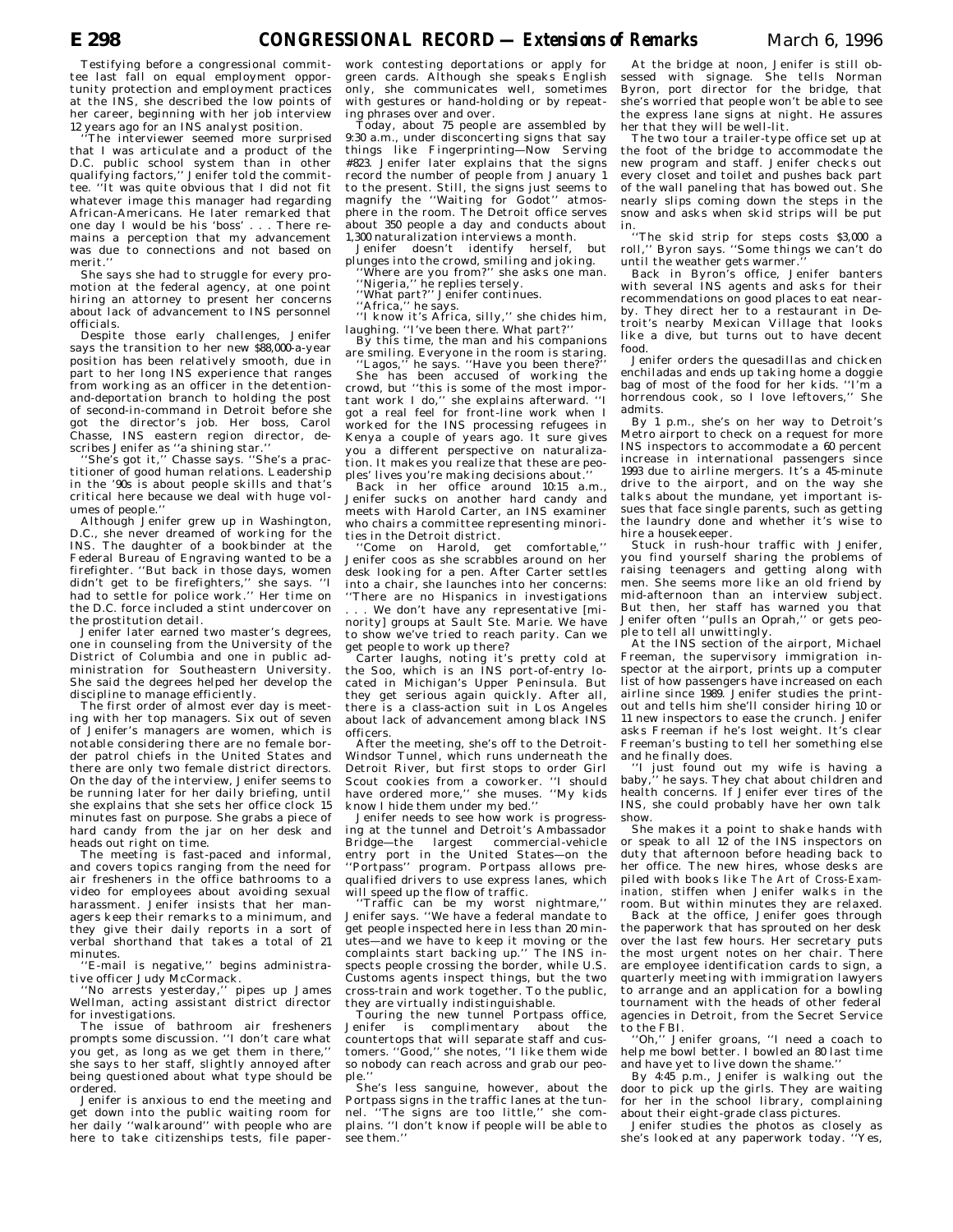Testifying before a congressional committee last fall on equal employment opportunity protection and employment practices at the INS, she described the low points of her career, beginning with her job interview 12 years ago for an INS analyst position.

''The interviewer seemed more surprised that I was articulate and a product of the D.C. public school system than in other qualifying factors,'' Jenifer told the committee. ''It was quite obvious that I did not fit whatever image this manager had regarding African-Americans. He later remarked that one day I would be his 'boss' . . . There remains a perception that my advancement was due to connections and not based on merit.''

She says she had to struggle for every promotion at the federal agency, at one point hiring an attorney to present her concerns about lack of advancement to INS personnel officials.

Despite those early challenges, Jenifer says the transition to her new $88,000-a-year position has been relatively smooth, due in part to her long INS experience that ranges from working as an officer in the detention-and-deportation branch to holding the post of second-in-command in Detroit before she got the director's job. Her boss, Carol Chasse, INS eastern region director, describes Jenifer as ''a shining star.''

''She's got it,'' Chasse says. ''She's a practitioner of good human relations. Leadership in the '90s is about people skills and that's critical here because we deal with huge volumes of people.''

Although Jenifer grew up in Washington, D.C., she never dreamed of working for the INS. The daughter of a bookbinder at the Federal Bureau of Engraving wanted to be a firefighter. ''But back in those days, women didn't get to be firefighters,'' she says. ''I had to settle for police work.'' Her time on the D.C. force included a stint undercover on the prostitution detail.

Jenifer later earned two master's degrees, one in counseling from the University of the District of Columbia and one in public administration for Southeastern University. She said the degrees helped her develop the discipline to manage efficiently.

The first order of almost ever day is meeting with her top managers. Six out of seven of Jenifer's managers are women, which is notable considering there are no female border patrol chiefs in the United States and there are only two female district directors. On the day of the interview, Jenifer seems to be running later for her daily briefing, until she explains that she sets her office clock 15 minutes fast on purpose. She grabs a piece of hard candy from the jar on her desk and heads out right on time.

The meeting is fast-paced and informal, and covers topics ranging from the need for air fresheners in the office bathrooms to a video for employees about avoiding sexual harassment. Jenifer insists that her managers keep their remarks to a minimum, and they give their daily reports in a sort of verbal shorthand that takes a total of 21 minutes.

''E-mail is negative,'' begins administrative officer Judy McCormack.

''No arrests yesterday,'' pipes up James Wellman, acting assistant district director for investigations.

The issue of bathroom air fresheners prompts some discussion. ''I don't care what you get, as long as we get them in there,'' she says to her staff, slightly annoyed after being questioned about what type should be ordered.

Jenifer is anxious to end the meeting and get down into the public waiting room for her daily ''walkaround'' with people who are here to take citizenships tests, file paperwork contesting deportations or apply for green cards. Although she speaks English only, she communicates well, sometimes with gestures or hand-holding or by repeating phrases over and over.

Today, about 75 people are assembled by 9:30 a.m., under disconcerting signs that say things like Fingerprinting—Now Serving #823. Jenifer later explains that the signs record the number of people from January 1 to the present. Still, the signs just seems to magnify the ''Waiting for Godot'' atmosphere in the room. The Detroit office serves about 350 people a day and conducts about 1,300 naturalization interviews a month.

Jenifer doesn't identify herself, but plunges into the crowd, smiling and joking.

''Where are you from?'' she asks one man.

''Nigeria,'' he replies tersely.

''What part?'' Jenifer continues.

''Africa,'' he says.

''I know it's Africa, silly,'' she chides him, laughing. ''I've been there. What part?''

By this time, the man and his companions are smiling. Everyone in the room is staring.

''Lagos,'' he says. ''Have you been there?''

She has been accused of working the crowd, but ''this is some of the most important work I do,'' she explains afterward. ''I got a real feel for front-line work when I worked for the INS processing refugees in Kenya a couple of years ago. It sure gives you a different perspective on naturalization. It makes you realize that these are peoples' lives you're making decisions about.''

Back in her office around 10:15 a.m., Jenifer sucks on another hard candy and meets with Harold Carter, an INS examiner who chairs a committee representing minorities in the Detroit district.

''Come on Harold, get comfortable,'' Jenifer coos as she scrabbles around on her desk looking for a pen. After Carter settles into a chair, she launches into her concerns: ''There are no Hispanics in investigations . . . We don't have any representative [minority] groups at Sault Ste. Marie. We have to show we've tried to reach parity. Can we get people to work up there?

Carter laughs, noting it's pretty cold at the Soo, which is an INS port-of-entry located in Michigan's Upper Peninsula. But they get serious again quickly. After all, there is a class-action suit in Los Angeles about lack of advancement among black INS officers.

After the meeting, she's off to the Detroit-Windsor Tunnel, which runs underneath the Detroit River, but first stops to order Girl Scout cookies from a coworker. ''I should have ordered more,'' she muses. ''My kids know I hide them under my bed.''

Jenifer needs to see how work is progressing at the tunnel and Detroit's Ambassador Bridge—the largest commercial-vehicle entry port in the United States—on the ''Portpass'' program. Portpass allows prequalified drivers to use express lanes, which will speed up the flow of traffic.

''Traffic can be my worst nightmare,'' Jenifer says. ''We have a federal mandate to get people inspected here in less than 20 minutes—and we have to keep it moving or the complaints start backing up.'' The INS inspects people crossing the border, while U.S. Customs agents inspect things, but the two cross-train and work together. To the public, they are virtually indistinguishable.

Touring the new tunnel Portpass office, Jenifer is complimentary about the countertops that will separate staff and customers. ''Good,'' she notes, ''I like them wide so nobody can reach across and grab our people.''

She's less sanguine, however, about the Portpass signs in the traffic lanes at the tunnel. ''The signs are too little,'' she complains. ''I don't know if people will be able to see them.''

At the bridge at noon, Jenifer is still obsessed with signage. She tells Norman Byron, port director for the bridge, that she's worried that people won't be able to see the express lane signs at night. He assures her that they will be well-lit.

The two tour a trailer-type office set up at the foot of the bridge to accommodate the new program and staff. Jenifer checks out every closet and toilet and pushes back part of the wall paneling that has bowed out. She nearly slips coming down the steps in the snow and asks when skid strips will be put in.

''The skid strip for steps costs $3,000 a roll,'' Byron says. ''Some things we can't do until the weather gets warmer.''

Back in Byron's office, Jenifer banters with several INS agents and asks for their recommendations on good places to eat nearby. They direct her to a restaurant in Detroit's nearby Mexican Village that looks like a dive, but turns out to have decent food.

Jenifer orders the quesadillas and chicken enchiladas and ends up taking home a doggie bag of most of the food for her kids. ''I'm a horrendous cook, so I love leftovers,'' She admits.

By 1 p.m., she's on her way to Detroit's Metro airport to check on a request for more INS inspectors to accommodate a 60 percent increase in international passengers since 1993 due to airline mergers. It's a 45-minute drive to the airport, and on the way she talks about the mundane, yet important issues that face single parents, such as getting the laundry done and whether it's wise to hire a housekeeper.

Stuck in rush-hour traffic with Jenifer, you find yourself sharing the problems of raising teenagers and getting along with men. She seems more like an old friend by mid-afternoon than an interview subject. But then, her staff has warned you that Jenifer often ''pulls an Oprah,'' or gets people to tell all unwittingly.

At the INS section of the airport, Michael Freeman, the supervisory immigration inspector at the airport, prints up a computer list of how passengers have increased on each airline since 1989. Jenifer studies the printout and tells him she'll consider hiring 10 or 11 new inspectors to ease the crunch. Jenifer asks Freeman if he's lost weight. It's clear Freeman's busting to tell her something else and he finally does.

''I just found out my wife is having a baby,'' he says. They chat about children and health concerns. If Jenifer ever tires of the INS, she could probably have her own talk show.

She makes it a point to shake hands with or speak to all 12 of the INS inspectors on duty that afternoon before heading back to her office. The new hires, whose desks are piled with books like *The Art of Cross-Examination*, stiffen when Jenifer walks in the room. But within minutes they are relaxed.

Back at the office, Jenifer goes through the paperwork that has sprouted on her desk over the last few hours. Her secretary puts the most urgent notes on her chair. There are employee identification cards to sign, a quarterly meeting with immigration lawyers to arrange and an application for a bowling tournament with the heads of other federal agencies in Detroit, from the Secret Service to the FBI.

''Oh,'' Jenifer groans, ''I need a coach to help me bowl better. I bowled an 80 last time and have yet to live down the shame.''

By 4:45 p.m., Jenifer is walking out the door to pick up the girls. They are waiting for her in the school library, complaining about their eight-grade class pictures.

Jenifer studies the photos as closely as she's looked at any paperwork today. ''Yes,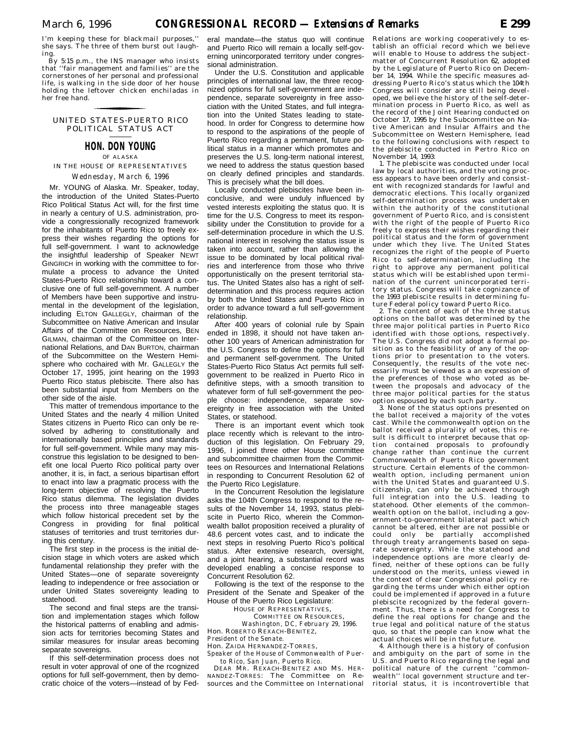I'm keeping these for blackmail purposes,'' she says. The three of them burst out laughing.

By 5:15 p.m., the INS manager who insists that ''fair management and families'' are the cornerstones of her personal and professional life, is walking in the side door of her house holding the leftover chicken enchiladas in her free hand.

## UNITED STATES-PUERTO RICO POLITICAL STATUS ACT

### HON. DON YOUNG
OF ALASKA
IN THE HOUSE OF REPRESENTATIVES
*Wednesday, March 6, 1996*

Mr. YOUNG of Alaska. Mr. Speaker, today, the introduction of the United States-Puerto Rico Political Status Act will, for the first time in nearly a century of U.S. administration, provide a congressionally recognized framework for the inhabitants of Puerto Rico to freely express their wishes regarding the options for full self-government. I want to acknowledge the insightful leadership of Speaker NEWT GINGRICH in working with the committee to formulate a process to advance the United States-Puerto Rico relationship toward a conclusive one of full self-government. A number of Members have been supportive and instrumental in the development of the legislation, including ELTON GALLEGLY, chairman of the Subcommittee on Native American and Insular Affairs of the Committee on Resources, BEN GILMAN, chairman of the Committee on International Relations, and DAN BURTON, chairman of the Subcommittee on the Western Hemisphere who cochaired with Mr. GALLEGLY the October 17, 1995, joint hearing on the 1993 Puerto Rico status plebiscite. There also has been substantial input from Members on the other side of the aisle.

This matter of tremendous importance to the United States and the nearly 4 million United States citizens in Puerto Rico can only be resolved by adhering to constitutionally and internationally based principles and standards for full self-government. While many may misconstrue this legislation to be designed to benefit one local Puerto Rico political party over another, it is, in fact, a serious bipartisan effort to enact into law a pragmatic process with the long-term objective of resolving the Puerto Rico status dilemma. The legislation divides the process into three manageable stages which follow historical precedent set by the Congress in providing for final political statuses of territories and trust territories during this century.

The first step in the process is the initial decision stage in which voters are asked which fundamental relationship they prefer with the United States—one of separate sovereignty leading to independence or free association or under United States sovereignty leading to statehood.

The second and final steps are the transition and implementation stages which follow the historical patterns of enabling and admission acts for territories becoming States and similar measures for insular areas becoming separate sovereigns.

If this self-determination process does not result in voter approval of one of the rcognized options for full self-government, then by democratic choice of the voters—instead of by Federal mandate—the status quo will continue and Puerto Rico will remain a locally self-governing unincorporated territory under congressional administration.

Under the U.S. Constitution and applicable principles of international law, the three recognized options for full self-government are independence, separate sovereignty in free association with the United States, and full integration into the United States leading to statehood. In order for Congress to determine how to respond to the aspirations of the people of Puerto Rico regarding a permanent, future political status in a manner which promotes and preserves the U.S. long-term national interest, we need to address the status question based on clearly defined principles and standards. This is precisely what the bill does.

Locally conducted plebiscites have been inconclusive, and were unduly influenced by vested interests exploiting the status quo. It is time for the U.S. Congress to meet its responsibility under the Constitution to provide for a self-determination procedure in which the U.S. national interest in resolving the status issue is taken into account, rather than allowing the issue to be dominated by local political rivalries and interference from those who thrive opportunistically on the present territorial status. The United States also has a right of self-determination and this process requires action by both the United States and Puerto Rico in order to advance toward a full self-government relationship.

After 400 years of colonial rule by Spain ended in 1898, it should not have taken another 100 years of American administration for the U.S. Congress to define the options for full and permanent self-government. The United States-Puerto Rico Status Act permits full self-government to be realized in Puerto Rico in definitive steps, with a smooth transition to whatever form of full self-government the people choose: independence, separate sovereignty in free association with the United States, or statehood.

There is an important event which took place recently which is relevant to the introduction of this legislation. On February 29, 1996, I joined three other House committee and subcommittee chairmen from the Committees on Resources and International Relations in responding to Concurrent Resolution 62 of the Puerto Rico Legislature.

In the Concurrent Resolution the legislature asks the 104th Congress to respond to the results of the November 14, 1993, status plebiscite in Puerto Rico, wherein the Commonwealth ballot proposition received a plurality of 48.6 percent votes cast, and to indicate the next steps in resolving Puerto Rico's political status. After extensive research, oversight, and a joint hearing, a substantial record was developed enabling a concise response to Concurrent Resolution 62.

Following is the text of the response to the President of the Senate and Speaker of the House of the Puerto Rico Legislature:

HOUSE OF REPRESENTATIVES,
COMMITTEE ON RESOURCES,
*Washington, DC, February 29, 1996.*

Hon. ROBERTO REXACH-BENITEZ,
*President of the Senate.*

Hon. ZAIDA HERNANDEZ-TORRES,
*Speaker of the House of Commonwealth of Puerto Rico, San Juan, Puerto Rico.*

DEAR MR. REXACH-BENITEZ AND MS. HERNANDEZ-TORRES: The Committee on Resources and the Committee on International Relations are working cooperatively to establish an official record which we believe will enable to House to address the subject-matter of Concurrent Resolution 62, adopted by the Legislature of Puerto Rico on December 14, 1994. While the specific measures addressing Puerto Rico's status which the 104th Congress will consider are still being developed, we believe the history of the self-determination process in Puerto Rico, as well as the record of the Joint Hearing conducted on October 17, 1995 by the Subcommittee on Native American and Insular Affairs and the Subcommittee on Western Hemisphere, lead to the following conclusions with respect to the plebiscite conducted in Pertro Rico on November 14, 1993:

1. The plebiscite was conducted under local law by local authorities, and the voting process appears to have been orderly and consistent with recognized standards for lawful and democratic elections. This locally organized self-determination process was undertaken within the authority of the constitutional government of Puerto Rico, and is consistent with the right of the people of Puerto Rico freely to express their wishes regarding their political status and the form of government under which they live. The United States recognizes the right of the people of Puerto Rico to self-determination, including the right to approve any permanent political status which will be established upon termination of the current unincorporated territory status. Congress will take cognizance of the 1993 plebiscite results in determining future Federal policy toward Puerto Rico.

2. The content of each of the three status options on the ballot was determined by the three major political parties in Puerto Rico identified with those options, respectively. The U.S. Congress did not adopt a formal position as to the feasibility of any of the options prior to presentation to the voters. Consequently, the results of the vote necessarily must be viewed as a an expression of the preferences of those who voted as between the proposals and advocacy of the three major political parties for the status option espoused by each such party.

3. None of the status options presented on the ballot received a majority of the votes cast. While the commonwealth option on the ballot received a plurality of votes, this result is difficult to interpret because that option contained proposals to profoundly change rather than continue the current Commonwealth of Puerto Rico government structure. Certain elements of the commonwealth option, including permanent union with the United States and guaranteed U.S. citizenship, can only be achieved through full integration into the U.S. leading to statehood. Other elements of the commonwealth option on the ballot, including a government-to-government bilateral pact which cannot be altered, either are not possible or could only be partially accomplished through treaty arrangements based on separate sovereignty. While the statehood and independence options are more clearly defined, neither of these options can be fully understood on the merits, unless viewed in the context of clear Congressional policy regarding the terms under which either option could be implemented if approved in a future plebiscite recognized by the federal government. Thus, there is a need for Congress to define the real options for change and the true legal and political nature of the status quo, so that the people can know what the actual choices will be in the future.

4. Although there is a history of confusion and ambiguity on the part of some in the U.S. and Puerto Rico regarding the legal and political nature of the current ''commonwealth'' local government structure and territorial status, it is incontrovertible that